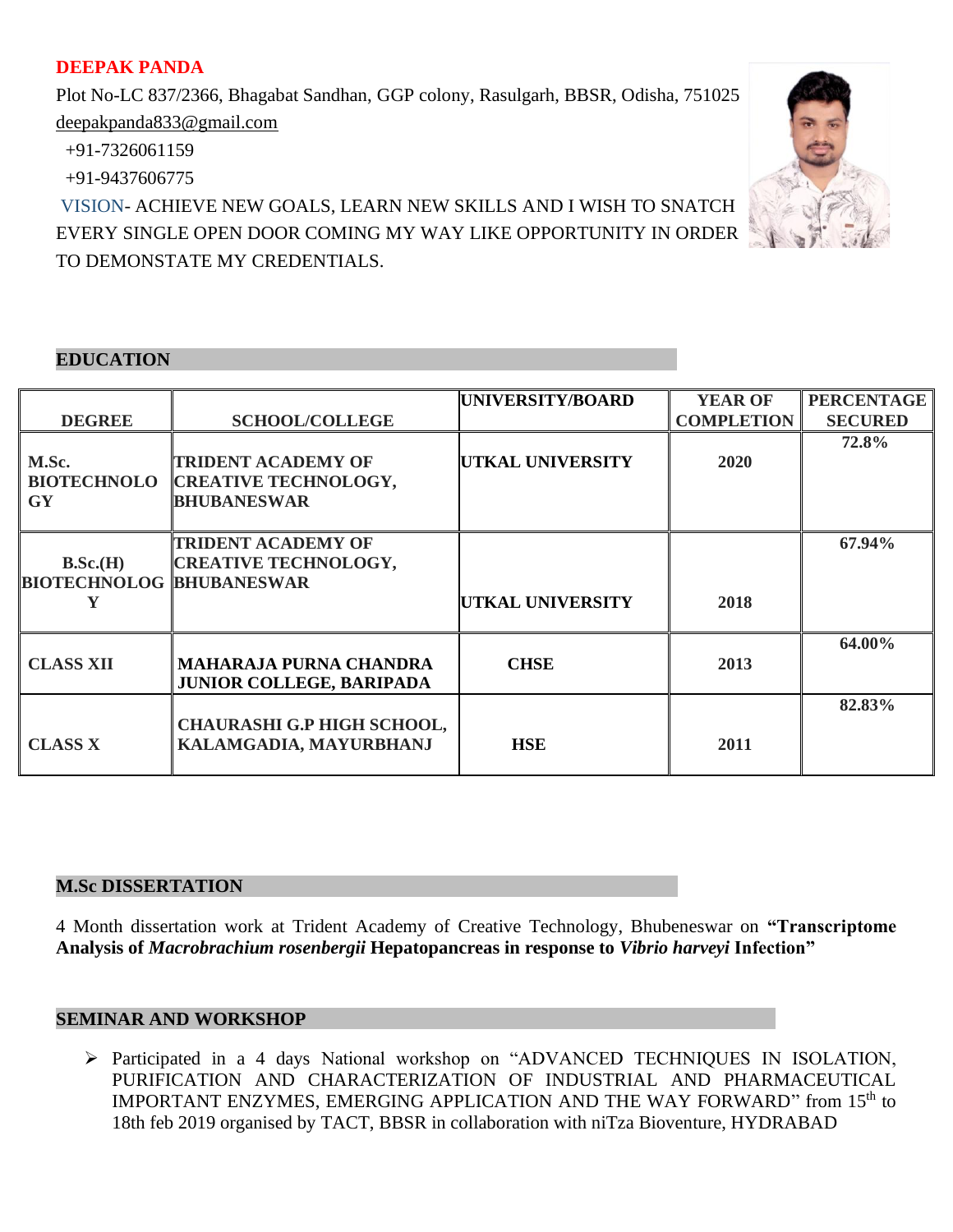# DEEPAK PANDA

Plot No-LC 837/2366, Bhagabat Sandhan, GGP colony, Rasulgarh, BBSR, Odisha, 751025

deepakpanda833@gmail.com

+91-7326061159

+91-9437606775

VISION- ACHIEVE NEW GOALS, LEARN NEW SKILLS AND I WISH TO SNATCH EVERY SINGLE OPEN DOOR COMING MY WAY LIKE OPPORTUNITY IN ORDER TO DEMONSTATE MY CREDENTIALS.

## EDUCATION

| DEGREE | SCHOOL/COLLEGE | UNIVERSITY/BOARD | YEAR OF COMPLETION | PERCENTAGE SECURED |
|---|---|---|---|---|
| **M.Sc. BIOTECHNOLOGY** | **TRIDENT ACADEMY OF CREATIVE TECHNOLOGY, BHUBANESWAR** | **UTKAL UNIVERSITY** | **2020** | **72.8%** |
| **B.Sc.(H) BIOTECHNOLOGY** | **TRIDENT ACADEMY OF CREATIVE TECHNOLOGY, BHUBANESWAR** | **UTKAL UNIVERSITY** | **2018** | **67.94%** |
| **CLASS XII** | **MAHARAJA PURNA CHANDRA JUNIOR COLLEGE, BARIPADA** | **CHSE** | **2013** | **64.00%** |
| **CLASS X** | **CHAURASHI G.P HIGH SCHOOL, KALAMGADIA, MAYURBHANJ** | **HSE** | **2011** | **82.83%** |

## M.Sc DISSERTATION

4 Month dissertation work at Trident Academy of Creative Technology, Bhubeneswar on **"Transcriptome Analysis of *Macrobrachium rosenbergii* Hepatopancreas in response to *Vibrio harveyi* Infection"**

## SEMINAR AND WORKSHOP

- Participated in a 4 days National workshop on "ADVANCED TECHNIQUES IN ISOLATION, PURIFICATION AND CHARACTERIZATION OF INDUSTRIAL AND PHARMACEUTICAL IMPORTANT ENZYMES, EMERGING APPLICATION AND THE WAY FORWARD" from 15th to 18th feb 2019 organised by TACT, BBSR in collaboration with niTza Bioventure, HYDRABAD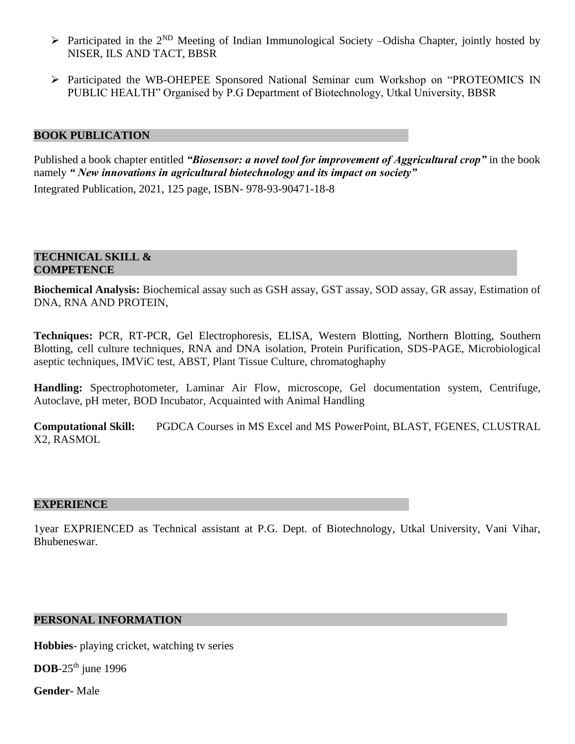- Participated in the 2ND Meeting of Indian Immunological Society –Odisha Chapter, jointly hosted by NISER, ILS AND TACT, BBSR
- Participated the WB-OHEPEE Sponsored National Seminar cum Workshop on "PROTEOMICS IN PUBLIC HEALTH" Organised by P.G Department of Biotechnology, Utkal University, BBSR

## BOOK PUBLICATION

Published a book chapter entitled ***"Biosensor: a novel tool for improvement of Aggricultural crop"*** in the book namely ***" New innovations in agricultural biotechnology and its impact on society"***

Integrated Publication, 2021, 125 page, ISBN- 978-93-90471-18-8

## TECHNICAL SKILL & COMPETENCE

**Biochemical Analysis:** Biochemical assay such as GSH assay, GST assay, SOD assay, GR assay, Estimation of DNA, RNA AND PROTEIN,

**Techniques:** PCR, RT-PCR, Gel Electrophoresis, ELISA, Western Blotting, Northern Blotting, Southern Blotting, cell culture techniques, RNA and DNA isolation, Protein Purification, SDS-PAGE, Microbiological aseptic techniques, IMViC test, ABST, Plant Tissue Culture, chromatoghaphy

**Handling:** Spectrophotometer, Laminar Air Flow, microscope, Gel documentation system, Centrifuge, Autoclave, pH meter, BOD Incubator, Acquainted with Animal Handling

**Computational Skill:** PGDCA Courses in MS Excel and MS PowerPoint, BLAST, FGENES, CLUSTRAL X2, RASMOL

## EXPERIENCE

1year EXPRIENCED as Technical assistant at P.G. Dept. of Biotechnology, Utkal University, Vani Vihar, Bhubeneswar.

## PERSONAL INFORMATION

**Hobbies**- playing cricket, watching tv series

**DOB**-25th june 1996

**Gender**- Male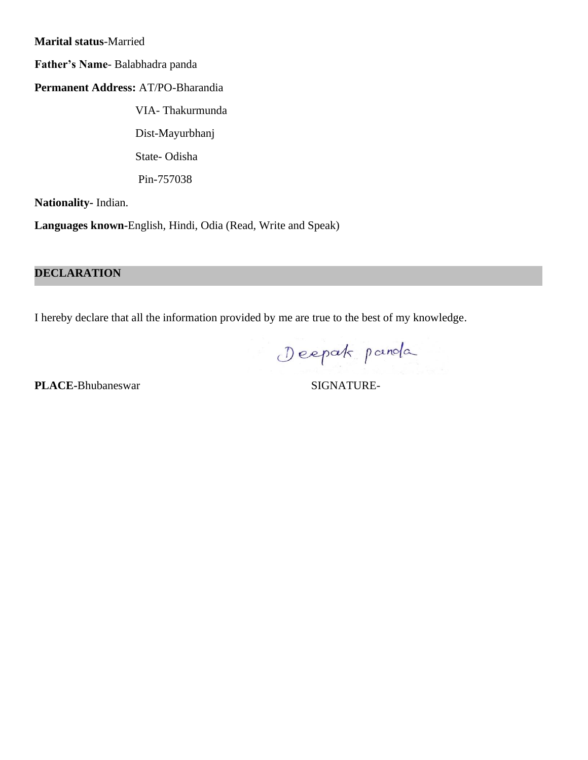**Marital status**-Married

**Father's Name**- Balabhadra panda

**Permanent Address:** AT/PO-Bharandia

VIA- Thakurmunda

Dist-Mayurbhanj

State- Odisha

Pin-757038

**Nationality-** Indian.

**Languages known-**English, Hindi, Odia (Read, Write and Speak)

## DECLARATION

I hereby declare that all the information provided by me are true to the best of my knowledge.

Deepak panda

**PLACE-**Bhubaneswar SIGNATURE-